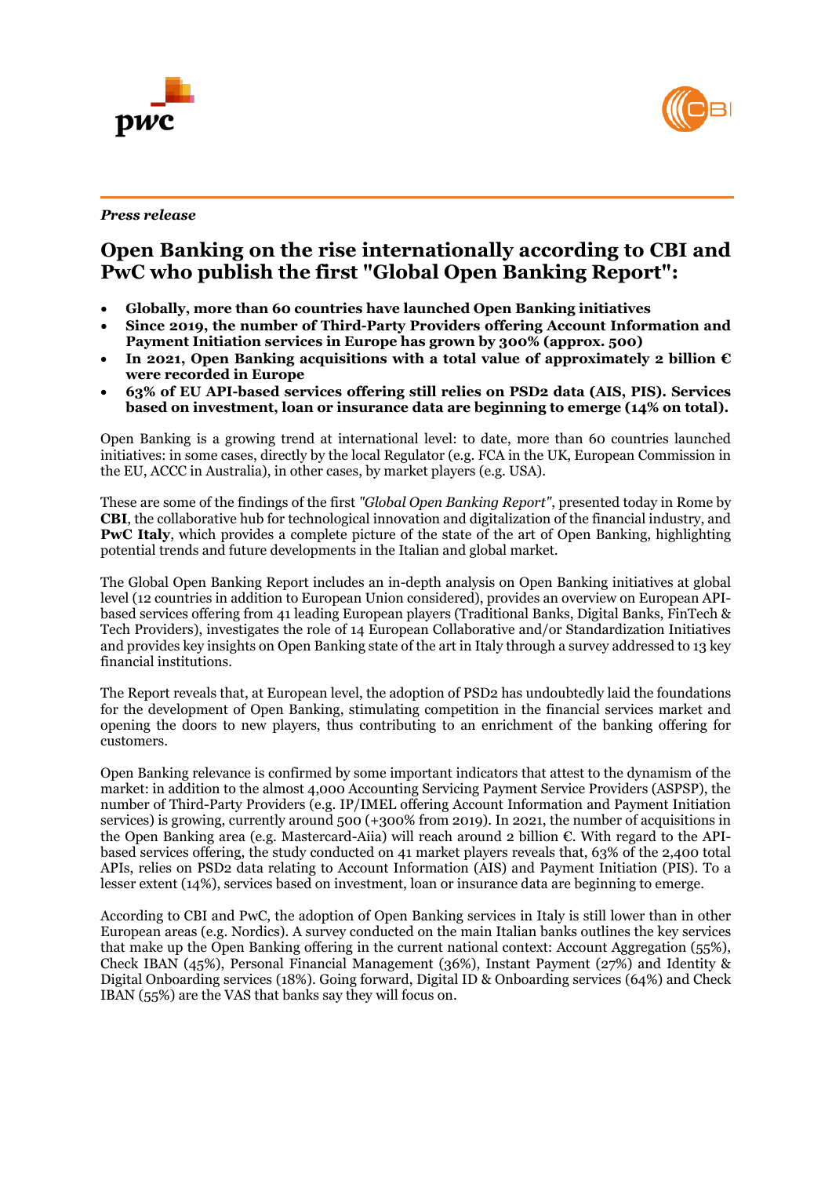*Press release*

# Open Banking on the rise internationally according to CBI and PwC who publish the first "Global Open Banking Report":

- **Globally, more than 60 countries have launched Open Banking initiatives**
- **Since 2019, the number of Third-Party Providers offering Account Information and Payment Initiation services in Europe has grown by 300% (approx. 500)**
- **In 2021, Open Banking acquisitions with a total value of approximately 2 billion € were recorded in Europe**
- **63% of EU API-based services offering still relies on PSD2 data (AIS, PIS). Services based on investment, loan or insurance data are beginning to emerge (14% on total).**

Open Banking is a growing trend at international level: to date, more than 60 countries launched initiatives: in some cases, directly by the local Regulator (e.g. FCA in the UK, European Commission in the EU, ACCC in Australia), in other cases, by market players (e.g. USA).

These are some of the findings of the first *"Global Open Banking Report"*, presented today in Rome by **CBI**, the collaborative hub for technological innovation and digitalization of the financial industry, and **PwC Italy**, which provides a complete picture of the state of the art of Open Banking, highlighting potential trends and future developments in the Italian and global market.

The Global Open Banking Report includes an in-depth analysis on Open Banking initiatives at global level (12 countries in addition to European Union considered), provides an overview on European API-based services offering from 41 leading European players (Traditional Banks, Digital Banks, FinTech & Tech Providers), investigates the role of 14 European Collaborative and/or Standardization Initiatives and provides key insights on Open Banking state of the art in Italy through a survey addressed to 13 key financial institutions.

The Report reveals that, at European level, the adoption of PSD2 has undoubtedly laid the foundations for the development of Open Banking, stimulating competition in the financial services market and opening the doors to new players, thus contributing to an enrichment of the banking offering for customers.

Open Banking relevance is confirmed by some important indicators that attest to the dynamism of the market: in addition to the almost 4,000 Accounting Servicing Payment Service Providers (ASPSP), the number of Third-Party Providers (e.g. IP/IMEL offering Account Information and Payment Initiation services) is growing, currently around 500 (+300% from 2019). In 2021, the number of acquisitions in the Open Banking area (e.g. Mastercard-Aiia) will reach around 2 billion €. With regard to the API-based services offering, the study conducted on 41 market players reveals that, 63% of the 2,400 total APIs, relies on PSD2 data relating to Account Information (AIS) and Payment Initiation (PIS). To a lesser extent (14%), services based on investment, loan or insurance data are beginning to emerge.

According to CBI and PwC, the adoption of Open Banking services in Italy is still lower than in other European areas (e.g. Nordics). A survey conducted on the main Italian banks outlines the key services that make up the Open Banking offering in the current national context: Account Aggregation (55%), Check IBAN (45%), Personal Financial Management (36%), Instant Payment (27%) and Identity & Digital Onboarding services (18%). Going forward, Digital ID & Onboarding services (64%) and Check IBAN (55%) are the VAS that banks say they will focus on.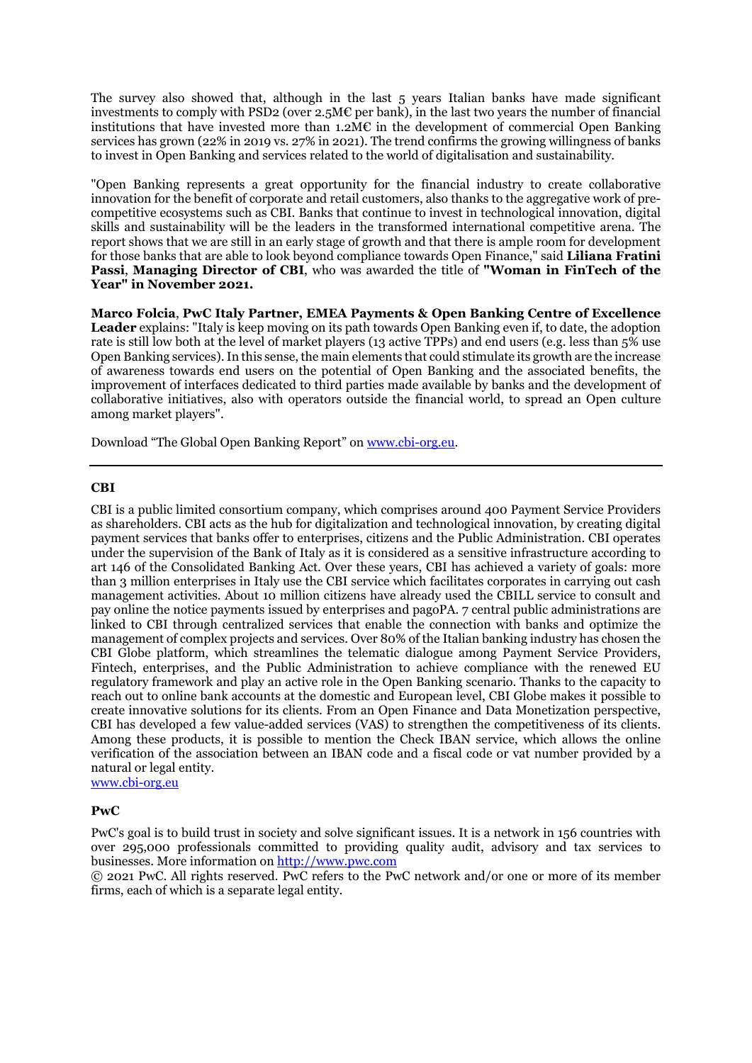The survey also showed that, although in the last 5 years Italian banks have made significant investments to comply with PSD2 (over 2.5M€ per bank), in the last two years the number of financial institutions that have invested more than 1.2M€ in the development of commercial Open Banking services has grown (22% in 2019 vs. 27% in 2021). The trend confirms the growing willingness of banks to invest in Open Banking and services related to the world of digitalisation and sustainability.

"Open Banking represents a great opportunity for the financial industry to create collaborative innovation for the benefit of corporate and retail customers, also thanks to the aggregative work of pre-competitive ecosystems such as CBI. Banks that continue to invest in technological innovation, digital skills and sustainability will be the leaders in the transformed international competitive arena. The report shows that we are still in an early stage of growth and that there is ample room for development for those banks that are able to look beyond compliance towards Open Finance," said **Liliana Fratini Passi**, **Managing Director of CBI**, who was awarded the title of **"Woman in FinTech of the Year" in November 2021.**

**Marco Folcia**, **PwC Italy Partner, EMEA Payments & Open Banking Centre of Excellence Leader** explains: "Italy is keep moving on its path towards Open Banking even if, to date, the adoption rate is still low both at the level of market players (13 active TPPs) and end users (e.g. less than 5% use Open Banking services). In this sense, the main elements that could stimulate its growth are the increase of awareness towards end users on the potential of Open Banking and the associated benefits, the improvement of interfaces dedicated to third parties made available by banks and the development of collaborative initiatives, also with operators outside the financial world, to spread an Open culture among market players".

Download "The Global Open Banking Report" on [www.cbi-org.eu](www.cbi-org.eu).

---

**CBI**

CBI is a public limited consortium company, which comprises around 400 Payment Service Providers as shareholders. CBI acts as the hub for digitalization and technological innovation, by creating digital payment services that banks offer to enterprises, citizens and the Public Administration. CBI operates under the supervision of the Bank of Italy as it is considered as a sensitive infrastructure according to art 146 of the Consolidated Banking Act. Over these years, CBI has achieved a variety of goals: more than 3 million enterprises in Italy use the CBI service which facilitates corporates in carrying out cash management activities. About 10 million citizens have already used the CBILL service to consult and pay online the notice payments issued by enterprises and pagoPA. 7 central public administrations are linked to CBI through centralized services that enable the connection with banks and optimize the management of complex projects and services. Over 80% of the Italian banking industry has chosen the CBI Globe platform, which streamlines the telematic dialogue among Payment Service Providers, Fintech, enterprises, and the Public Administration to achieve compliance with the renewed EU regulatory framework and play an active role in the Open Banking scenario. Thanks to the capacity to reach out to online bank accounts at the domestic and European level, CBI Globe makes it possible to create innovative solutions for its clients. From an Open Finance and Data Monetization perspective, CBI has developed a few value-added services (VAS) to strengthen the competitiveness of its clients. Among these products, it is possible to mention the Check IBAN service, which allows the online verification of the association between an IBAN code and a fiscal code or vat number provided by a natural or legal entity.
[www.cbi-org.eu](www.cbi-org.eu)

**PwC**

PwC's goal is to build trust in society and solve significant issues. It is a network in 156 countries with over 295,000 professionals committed to providing quality audit, advisory and tax services to businesses. More information on [http://www.pwc.com](http://www.pwc.com)

© 2021 PwC. All rights reserved. PwC refers to the PwC network and/or one or more of its member firms, each of which is a separate legal entity.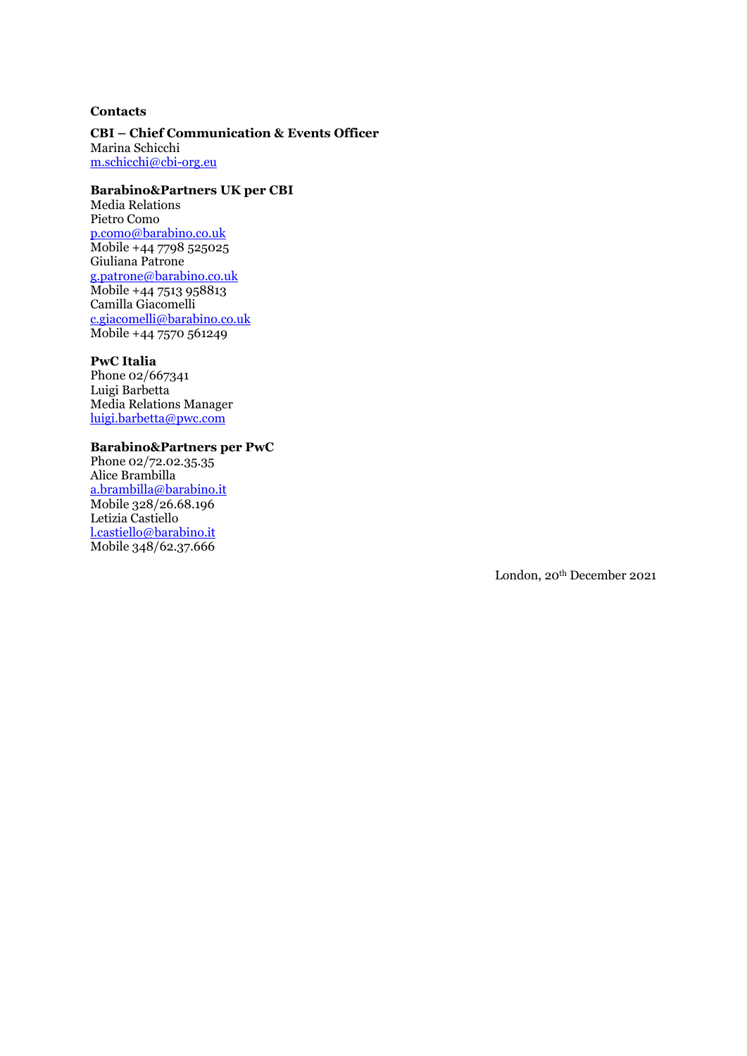**Contacts**

**CBI – Chief Communication & Events Officer**
Marina Schicchi
m.schicchi@cbi-org.eu

**Barabino&Partners UK per CBI**
Media Relations
Pietro Como
p.como@barabino.co.uk
Mobile +44 7798 525025
Giuliana Patrone
g.patrone@barabino.co.uk
Mobile +44 7513 958813
Camilla Giacomelli
c.giacomelli@barabino.co.uk
Mobile +44 7570 561249

**PwC Italia**
Phone 02/667341
Luigi Barbetta
Media Relations Manager
luigi.barbetta@pwc.com

**Barabino&Partners per PwC**
Phone 02/72.02.35.35
Alice Brambilla
a.brambilla@barabino.it
Mobile 328/26.68.196
Letizia Castiello
l.castiello@barabino.it
Mobile 348/62.37.666

London, 20th December 2021